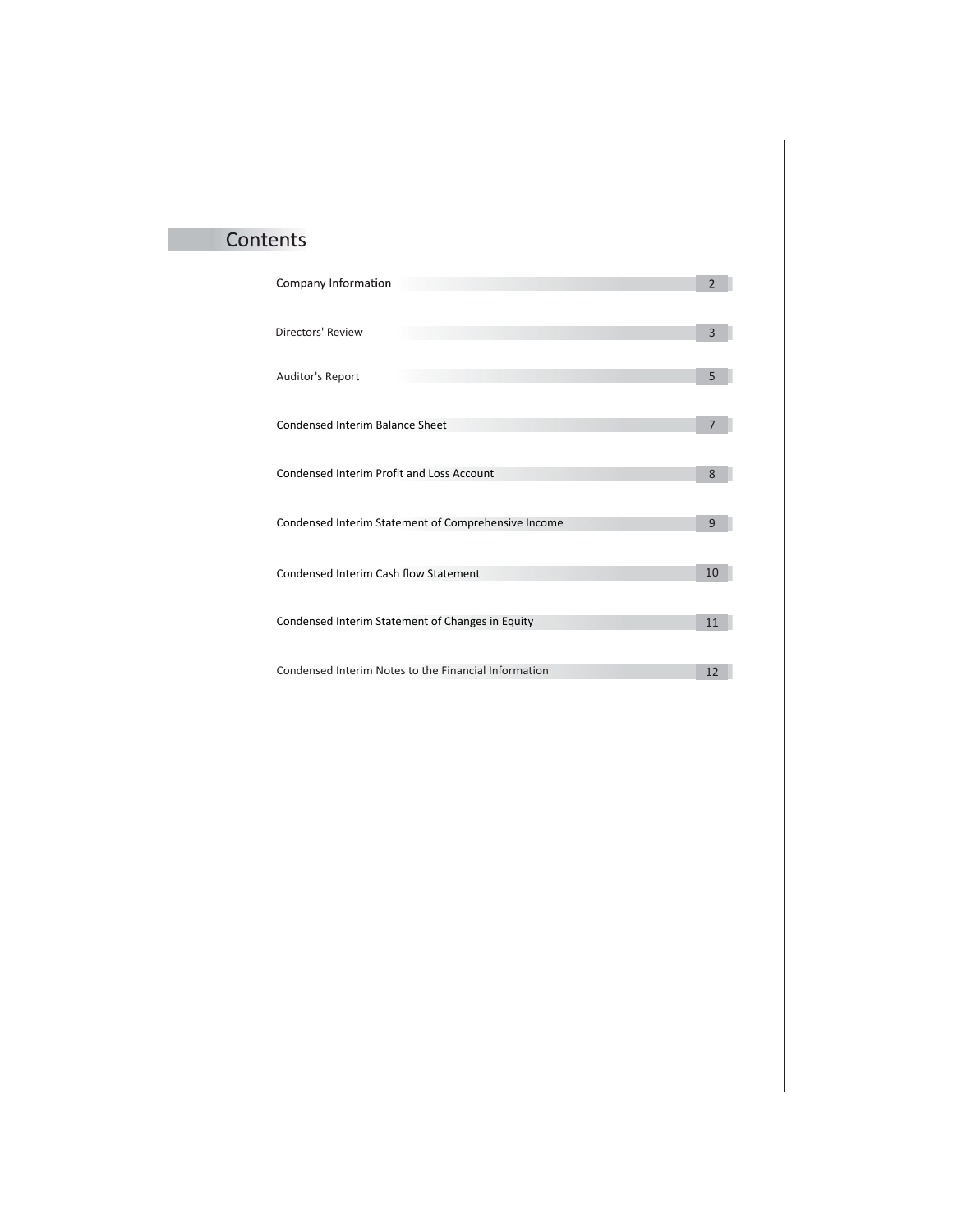# Contents

| | |
|---|---|
| Company Information | 2 |
| Directors' Review | 3 |
| Auditor's Report | 5 |
| Condensed Interim Balance Sheet | 7 |
| Condensed Interim Profit and Loss Account | 8 |
| Condensed Interim Statement of Comprehensive Income | 9 |
| Condensed Interim Cash flow Statement | 10 |
| Condensed Interim Statement of Changes in Equity | 11 |
| Condensed Interim Notes to the Financial Information | 12 |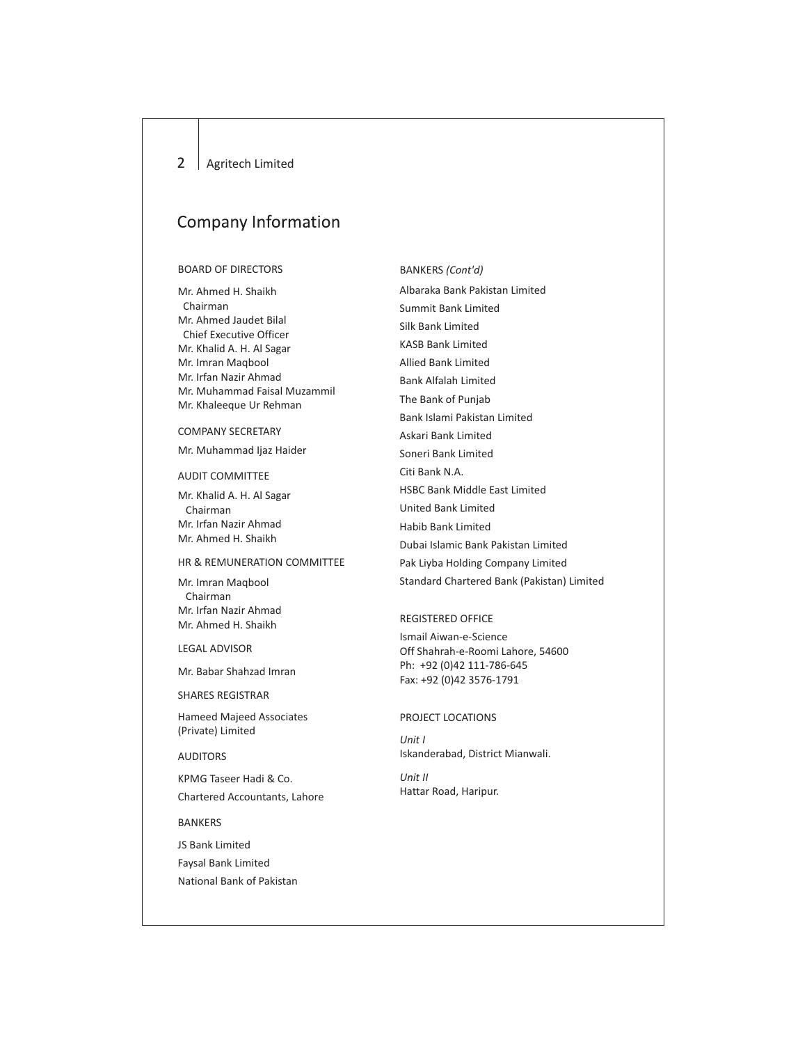# Company Information

## BOARD OF DIRECTORS

Mr. Ahmed H. Shaikh
Chairman
Mr. Ahmed Jaudet Bilal
Chief Executive Officer
Mr. Khalid A. H. Al Sagar
Mr. Imran Maqbool
Mr. Irfan Nazir Ahmad
Mr. Muhammad Faisal Muzammil
Mr. Khaleeque Ur Rehman

## COMPANY SECRETARY

Mr. Muhammad Ijaz Haider

## AUDIT COMMITTEE

Mr. Khalid A. H. Al Sagar
Chairman
Mr. Irfan Nazir Ahmad
Mr. Ahmed H. Shaikh

## HR & REMUNERATION COMMITTEE

Mr. Imran Maqbool
Chairman
Mr. Irfan Nazir Ahmad
Mr. Ahmed H. Shaikh

## LEGAL ADVISOR

Mr. Babar Shahzad Imran

## SHARES REGISTRAR

Hameed Majeed Associates
(Private) Limited

## AUDITORS

KPMG Taseer Hadi & Co.
Chartered Accountants, Lahore

## BANKERS

JS Bank Limited
Faysal Bank Limited
National Bank of Pakistan

## BANKERS *(Cont'd)*

Albaraka Bank Pakistan Limited
Summit Bank Limited
Silk Bank Limited
KASB Bank Limited
Allied Bank Limited
Bank Alfalah Limited
The Bank of Punjab
Bank Islami Pakistan Limited
Askari Bank Limited
Soneri Bank Limited
Citi Bank N.A.
HSBC Bank Middle East Limited
United Bank Limited
Habib Bank Limited
Dubai Islamic Bank Pakistan Limited
Pak Liyba Holding Company Limited
Standard Chartered Bank (Pakistan) Limited

## REGISTERED OFFICE

Ismail Aiwan-e-Science
Off Shahrah-e-Roomi Lahore, 54600
Ph: +92 (0)42 111-786-645
Fax: +92 (0)42 3576-1791

## PROJECT LOCATIONS

*Unit I*
Iskanderabad, District Mianwali.

*Unit II*
Hattar Road, Haripur.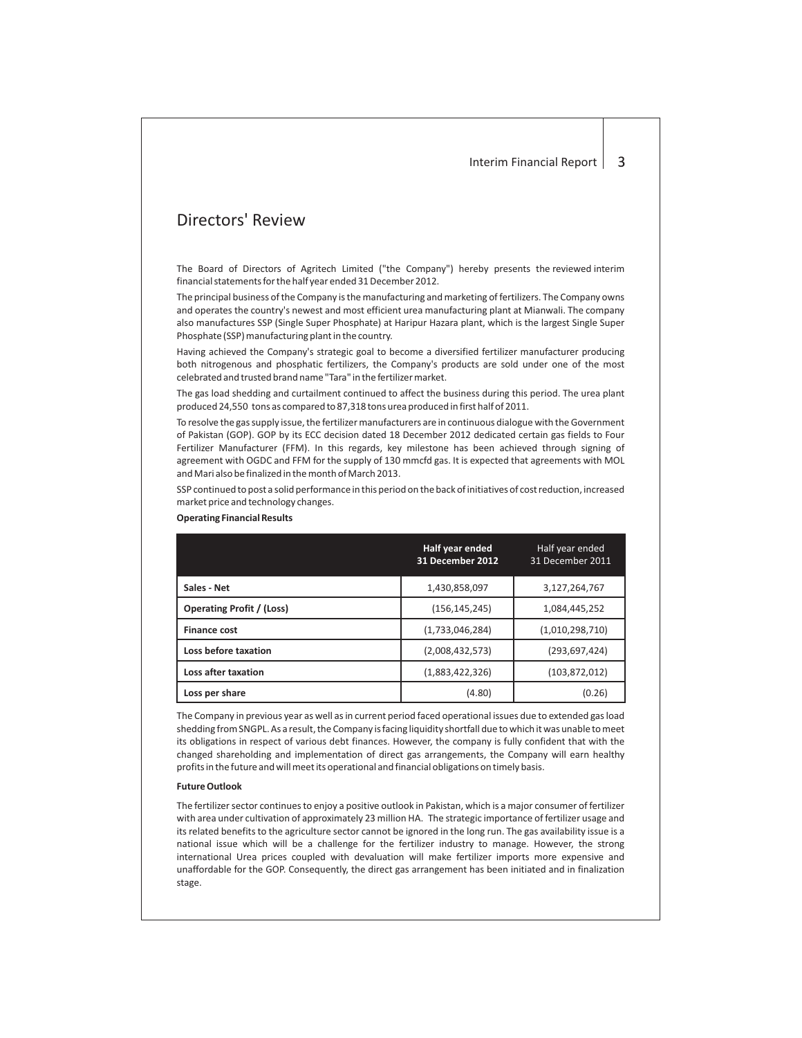# Directors' Review

The Board of Directors of Agritech Limited ("the Company") hereby presents the reviewed interim financial statements for the half year ended 31 December 2012.

The principal business of the Company is the manufacturing and marketing of fertilizers. The Company owns and operates the country's newest and most efficient urea manufacturing plant at Mianwali. The company also manufactures SSP (Single Super Phosphate) at Haripur Hazara plant, which is the largest Single Super Phosphate (SSP) manufacturing plant in the country.

Having achieved the Company's strategic goal to become a diversified fertilizer manufacturer producing both nitrogenous and phosphatic fertilizers, the Company's products are sold under one of the most celebrated and trusted brand name "Tara" in the fertilizer market.

The gas load shedding and curtailment continued to affect the business during this period. The urea plant produced 24,550 tons as compared to 87,318 tons urea produced in first half of 2011.

To resolve the gas supply issue, the fertilizer manufacturers are in continuous dialogue with the Government of Pakistan (GOP). GOP by its ECC decision dated 18 December 2012 dedicated certain gas fields to Four Fertilizer Manufacturer (FFM). In this regards, key milestone has been achieved through signing of agreement with OGDC and FFM for the supply of 130 mmcfd gas. It is expected that agreements with MOL and Mari also be finalized in the month of March 2013.

SSP continued to post a solid performance in this period on the back of initiatives of cost reduction, increased market price and technology changes.

**Operating Financial Results**

| | **Half year ended 31 December 2012** | Half year ended 31 December 2011 |
|---|---|---|
| **Sales - Net** | 1,430,858,097 | 3,127,264,767 |
| **Operating Profit / (Loss)** | (156,145,245) | 1,084,445,252 |
| **Finance cost** | (1,733,046,284) | (1,010,298,710) |
| **Loss before taxation** | (2,008,432,573) | (293,697,424) |
| **Loss after taxation** | (1,883,422,326) | (103,872,012) |
| **Loss per share** | (4.80) | (0.26) |

The Company in previous year as well as in current period faced operational issues due to extended gas load shedding from SNGPL. As a result, the Company is facing liquidity shortfall due to which it was unable to meet its obligations in respect of various debt finances. However, the company is fully confident that with the changed shareholding and implementation of direct gas arrangements, the Company will earn healthy profits in the future and will meet its operational and financial obligations on timely basis.

**Future Outlook**

The fertilizer sector continues to enjoy a positive outlook in Pakistan, which is a major consumer of fertilizer with area under cultivation of approximately 23 million HA. The strategic importance of fertilizer usage and its related benefits to the agriculture sector cannot be ignored in the long run. The gas availability issue is a national issue which will be a challenge for the fertilizer industry to manage. However, the strong international Urea prices coupled with devaluation will make fertilizer imports more expensive and unaffordable for the GOP. Consequently, the direct gas arrangement has been initiated and in finalization stage.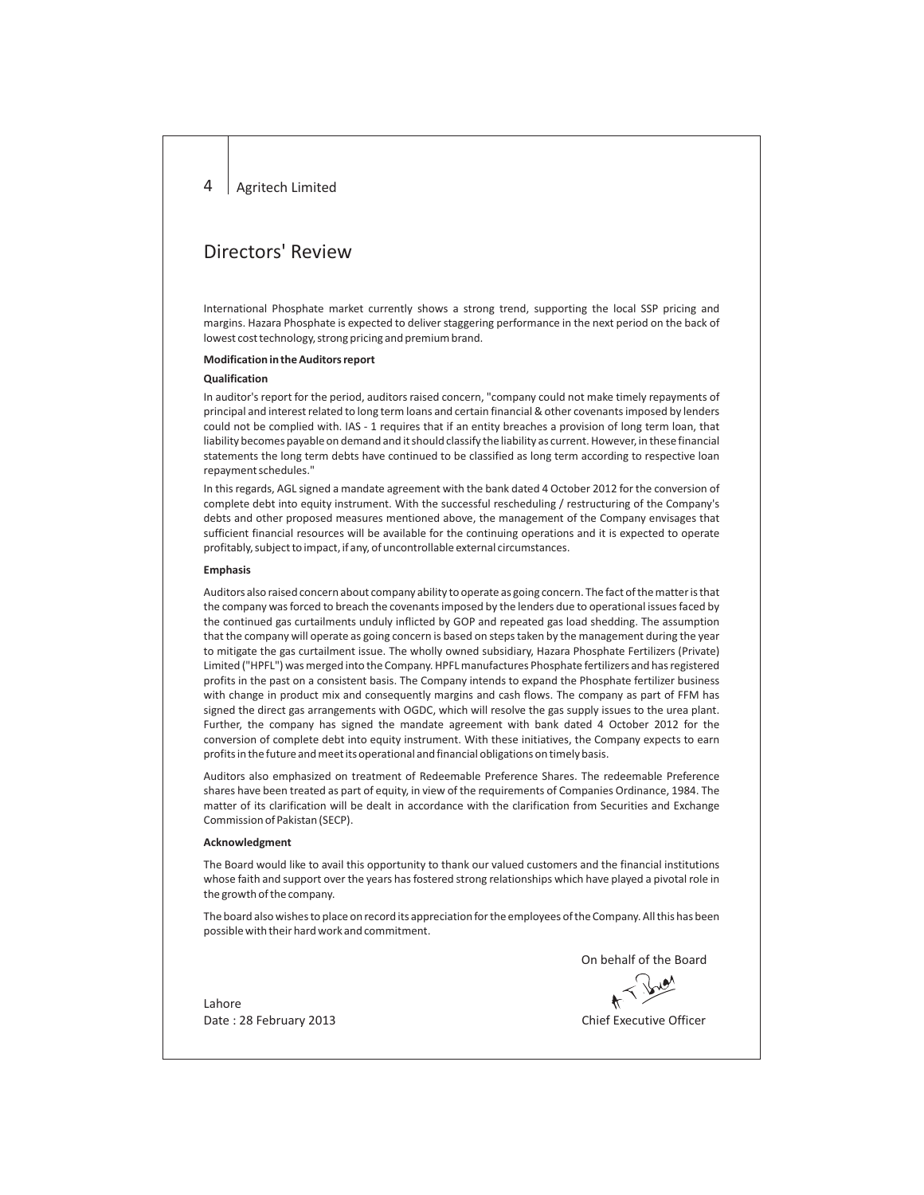# Directors' Review

International Phosphate market currently shows a strong trend, supporting the local SSP pricing and margins. Hazara Phosphate is expected to deliver staggering performance in the next period on the back of lowest cost technology, strong pricing and premium brand.

**Modification in the Auditors report**

**Qualification**

In auditor's report for the period, auditors raised concern, "company could not make timely repayments of principal and interest related to long term loans and certain financial & other covenants imposed by lenders could not be complied with. IAS - 1 requires that if an entity breaches a provision of long term loan, that liability becomes payable on demand and it should classify the liability as current. However, in these financial statements the long term debts have continued to be classified as long term according to respective loan repayment schedules."

In this regards, AGL signed a mandate agreement with the bank dated 4 October 2012 for the conversion of complete debt into equity instrument. With the successful rescheduling / restructuring of the Company's debts and other proposed measures mentioned above, the management of the Company envisages that sufficient financial resources will be available for the continuing operations and it is expected to operate profitably, subject to impact, if any, of uncontrollable external circumstances.

**Emphasis**

Auditors also raised concern about company ability to operate as going concern. The fact of the matter is that the company was forced to breach the covenants imposed by the lenders due to operational issues faced by the continued gas curtailments unduly inflicted by GOP and repeated gas load shedding. The assumption that the company will operate as going concern is based on steps taken by the management during the year to mitigate the gas curtailment issue. The wholly owned subsidiary, Hazara Phosphate Fertilizers (Private) Limited ("HPFL") was merged into the Company. HPFL manufactures Phosphate fertilizers and has registered profits in the past on a consistent basis. The Company intends to expand the Phosphate fertilizer business with change in product mix and consequently margins and cash flows. The company as part of FFM has signed the direct gas arrangements with OGDC, which will resolve the gas supply issues to the urea plant. Further, the company has signed the mandate agreement with bank dated 4 October 2012 for the conversion of complete debt into equity instrument. With these initiatives, the Company expects to earn profits in the future and meet its operational and financial obligations on timely basis.

Auditors also emphasized on treatment of Redeemable Preference Shares. The redeemable Preference shares have been treated as part of equity, in view of the requirements of Companies Ordinance, 1984. The matter of its clarification will be dealt in accordance with the clarification from Securities and Exchange Commission of Pakistan (SECP).

**Acknowledgment**

The Board would like to avail this opportunity to thank our valued customers and the financial institutions whose faith and support over the years has fostered strong relationships which have played a pivotal role in the growth of the company.

The board also wishes to place on record its appreciation for the employees of the Company. All this has been possible with their hard work and commitment.

On behalf of the Board

Chief Executive Officer

Lahore
Date : 28 February 2013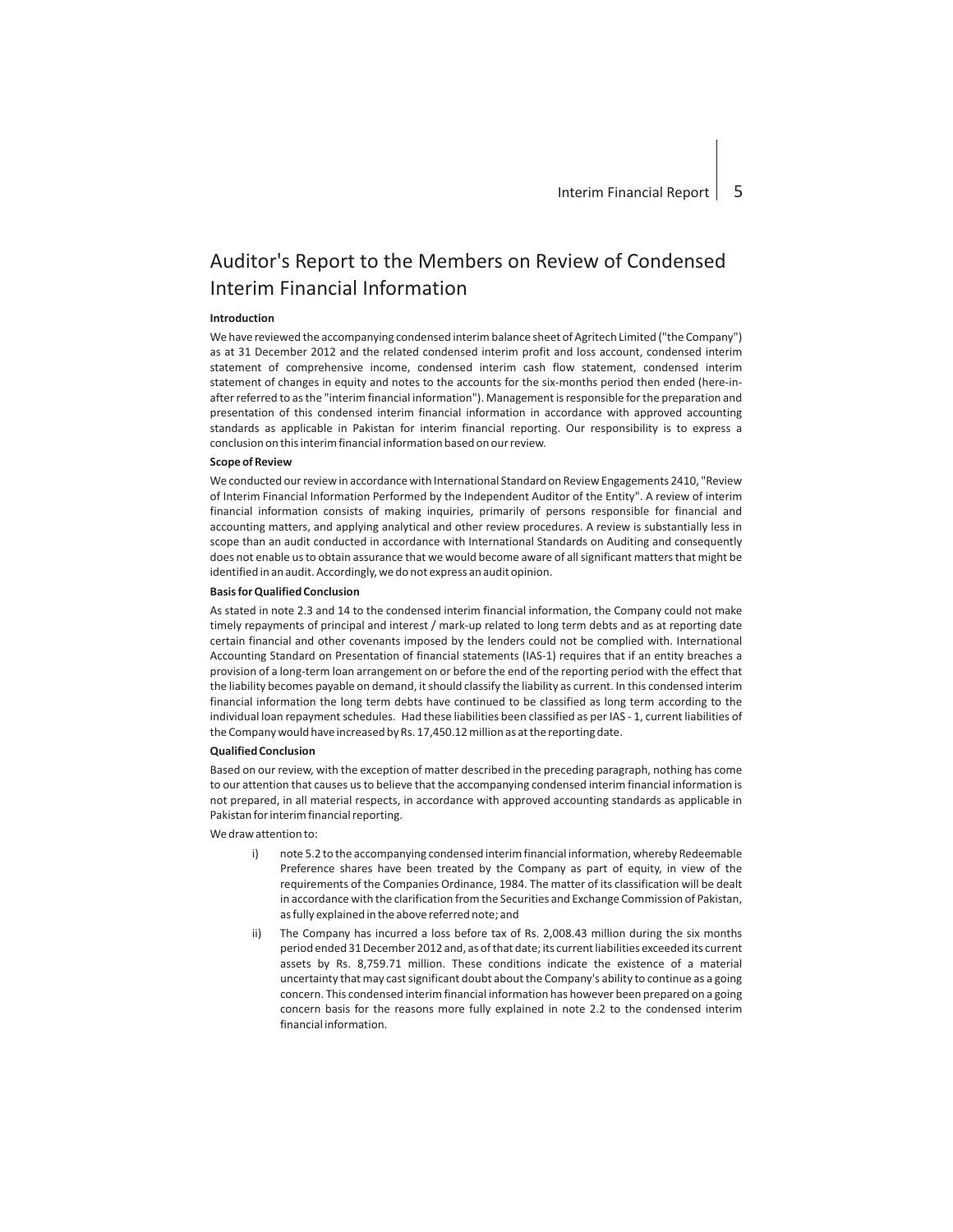# Auditor's Report to the Members on Review of Condensed Interim Financial Information

**Introduction**

We have reviewed the accompanying condensed interim balance sheet of Agritech Limited ("the Company") as at 31 December 2012 and the related condensed interim profit and loss account, condensed interim statement of comprehensive income, condensed interim cash flow statement, condensed interim statement of changes in equity and notes to the accounts for the six-months period then ended (here-in-after referred to as the "interim financial information"). Management is responsible for the preparation and presentation of this condensed interim financial information in accordance with approved accounting standards as applicable in Pakistan for interim financial reporting. Our responsibility is to express a conclusion on this interim financial information based on our review.

**Scope of Review**

We conducted our review in accordance with International Standard on Review Engagements 2410, "Review of Interim Financial Information Performed by the Independent Auditor of the Entity". A review of interim financial information consists of making inquiries, primarily of persons responsible for financial and accounting matters, and applying analytical and other review procedures. A review is substantially less in scope than an audit conducted in accordance with International Standards on Auditing and consequently does not enable us to obtain assurance that we would become aware of all significant matters that might be identified in an audit. Accordingly, we do not express an audit opinion.

**Basis for Qualified Conclusion**

As stated in note 2.3 and 14 to the condensed interim financial information, the Company could not make timely repayments of principal and interest / mark-up related to long term debts and as at reporting date certain financial and other covenants imposed by the lenders could not be complied with. International Accounting Standard on Presentation of financial statements (IAS-1) requires that if an entity breaches a provision of a long-term loan arrangement on or before the end of the reporting period with the effect that the liability becomes payable on demand, it should classify the liability as current. In this condensed interim financial information the long term debts have continued to be classified as long term according to the individual loan repayment schedules. Had these liabilities been classified as per IAS - 1, current liabilities of the Company would have increased by Rs. 17,450.12 million as at the reporting date.

**Qualified Conclusion**

Based on our review, with the exception of matter described in the preceding paragraph, nothing has come to our attention that causes us to believe that the accompanying condensed interim financial information is not prepared, in all material respects, in accordance with approved accounting standards as applicable in Pakistan for interim financial reporting.

We draw attention to:

i) note 5.2 to the accompanying condensed interim financial information, whereby Redeemable Preference shares have been treated by the Company as part of equity, in view of the requirements of the Companies Ordinance, 1984. The matter of its classification will be dealt in accordance with the clarification from the Securities and Exchange Commission of Pakistan, as fully explained in the above referred note; and

ii) The Company has incurred a loss before tax of Rs. 2,008.43 million during the six months period ended 31 December 2012 and, as of that date; its current liabilities exceeded its current assets by Rs. 8,759.71 million. These conditions indicate the existence of a material uncertainty that may cast significant doubt about the Company's ability to continue as a going concern. This condensed interim financial information has however been prepared on a going concern basis for the reasons more fully explained in note 2.2 to the condensed interim financial information.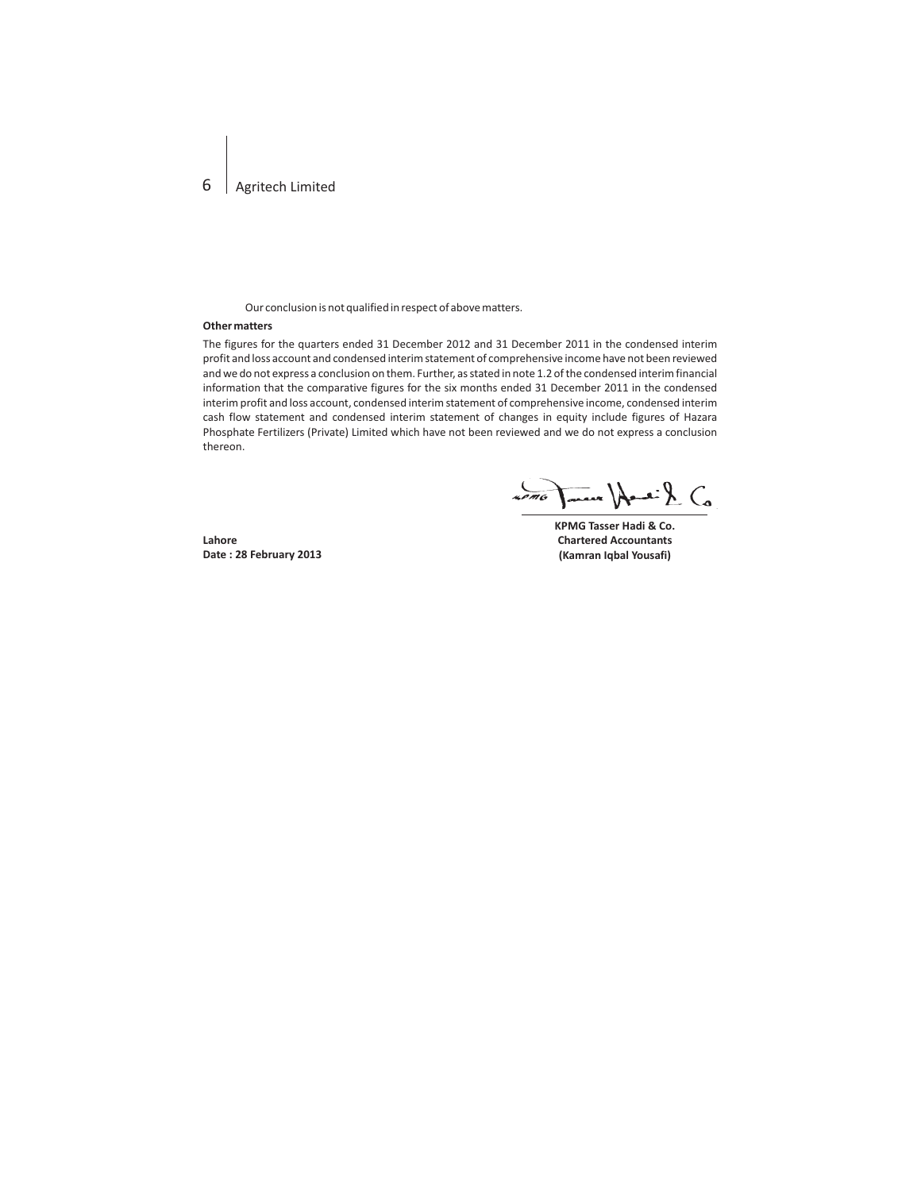Our conclusion is not qualified in respect of above matters.

**Other matters**

The figures for the quarters ended 31 December 2012 and 31 December 2011 in the condensed interim profit and loss account and condensed interim statement of comprehensive income have not been reviewed and we do not express a conclusion on them. Further, as stated in note 1.2 of the condensed interim financial information that the comparative figures for the six months ended 31 December 2011 in the condensed interim profit and loss account, condensed interim statement of comprehensive income, condensed interim cash flow statement and condensed interim statement of changes in equity include figures of Hazara Phosphate Fertilizers (Private) Limited which have not been reviewed and we do not express a conclusion thereon.

**KPMG Tasser Hadi & Co.**
**Chartered Accountants**
**(Kamran Iqbal Yousafi)**

**Lahore**
**Date : 28 February 2013**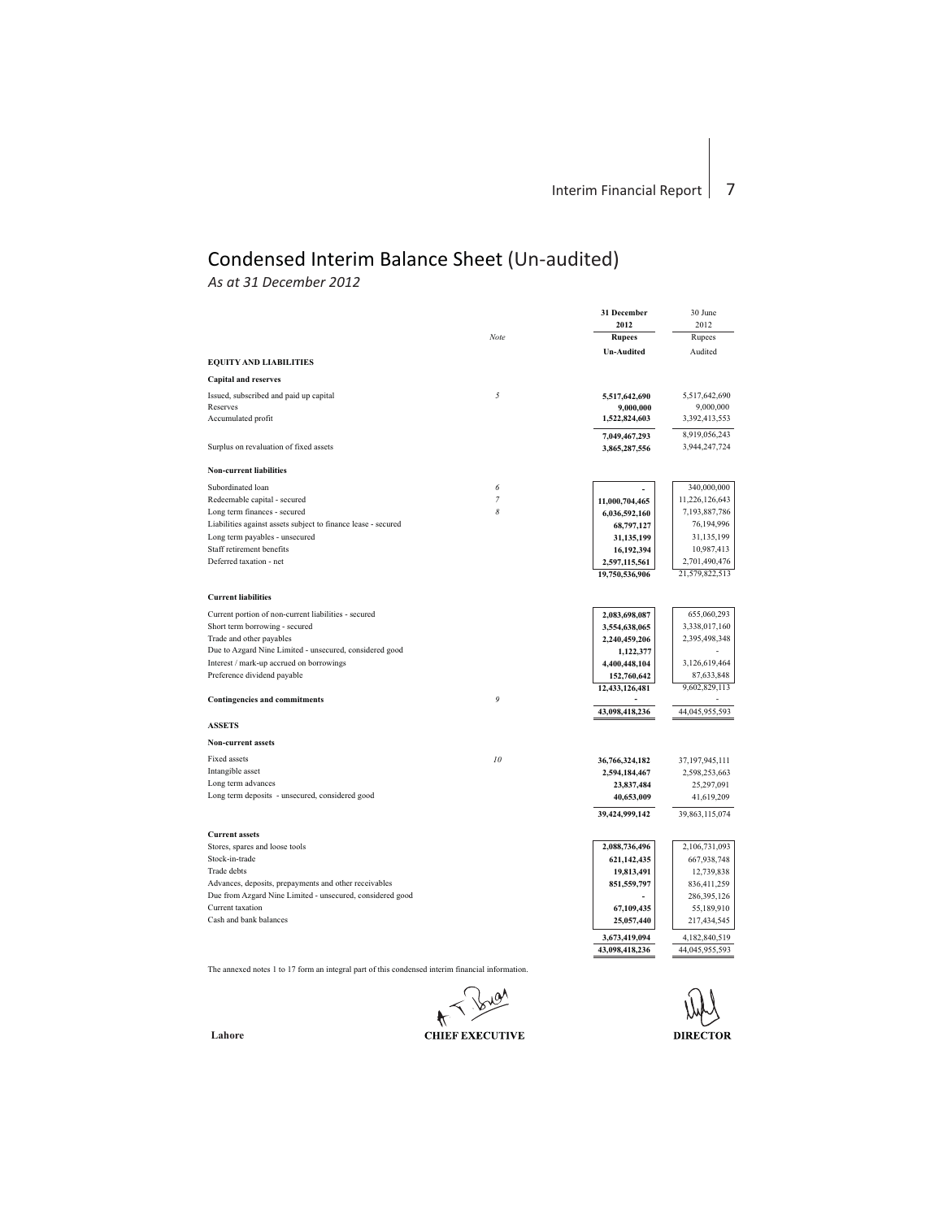# Condensed Interim Balance Sheet (Un-audited)

*As at 31 December 2012*

| | Note | 31 December 2012 Rupees Un-Audited | 30 June 2012 Rupees Audited |
|---|---|---|---|
| **EQUITY AND LIABILITIES** | | | |
| **Capital and reserves** | | | |
| Issued, subscribed and paid up capital | 5 | 5,517,642,690 | 5,517,642,690 |
| Reserves | | 9,000,000 | 9,000,000 |
| Accumulated profit | | 1,522,824,603 | 3,392,413,553 |
| | | 7,049,467,293 | 8,919,056,243 |
| Surplus on revaluation of fixed assets | | 3,865,287,556 | 3,944,247,724 |
| **Non-current liabilities** | | | |
| Subordinated loan | 6 | - | 340,000,000 |
| Redeemable capital - secured | 7 | 11,000,704,465 | 11,226,126,643 |
| Long term finances - secured | 8 | 6,036,592,160 | 7,193,887,786 |
| Liabilities against assets subject to finance lease - secured | | 68,797,127 | 76,194,996 |
| Long term payables - unsecured | | 31,135,199 | 31,135,199 |
| Staff retirement benefits | | 16,192,394 | 10,987,413 |
| Deferred taxation - net | | 2,597,115,561 | 2,701,490,476 |
| | | 19,750,536,906 | 21,579,822,513 |
| **Current liabilities** | | | |
| Current portion of non-current liabilities - secured | | 2,083,698,087 | 655,060,293 |
| Short term borrowing - secured | | 3,554,638,065 | 3,338,017,160 |
| Trade and other payables | | 2,240,459,206 | 2,395,498,348 |
| Due to Azgard Nine Limited - unsecured, considered good | | 1,122,377 | - |
| Interest / mark-up accrued on borrowings | | 4,400,448,104 | 3,126,619,464 |
| Preference dividend payable | | 152,760,642 | 87,633,848 |
| | | 12,433,126,481 | 9,602,829,113 |
| **Contingencies and commitments** | 9 | - | - |
| | | 43,098,418,236 | 44,045,955,593 |
| **ASSETS** | | | |
| **Non-current assets** | | | |
| Fixed assets | 10 | 36,766,324,182 | 37,197,945,111 |
| Intangible asset | | 2,594,184,467 | 2,598,253,663 |
| Long term advances | | 23,837,484 | 25,297,091 |
| Long term deposits - unsecured, considered good | | 40,653,009 | 41,619,209 |
| | | 39,424,999,142 | 39,863,115,074 |
| **Current assets** | | | |
| Stores, spares and loose tools | | 2,088,736,496 | 2,106,731,093 |
| Stock-in-trade | | 621,142,435 | 667,938,748 |
| Trade debts | | 19,813,491 | 12,739,838 |
| Advances, deposits, prepayments and other receivables | | 851,559,797 | 836,411,259 |
| Due from Azgard Nine Limited - unsecured, considered good | | - | 286,395,126 |
| Current taxation | | 67,109,435 | 55,189,910 |
| Cash and bank balances | | 25,057,440 | 217,434,545 |
| | | 3,673,419,094 | 4,182,840,519 |
| | | 43,098,418,236 | 44,045,955,593 |

The annexed notes 1 to 17 form an integral part of this condensed interim financial information.

**Lahore** **CHIEF EXECUTIVE** **DIRECTOR**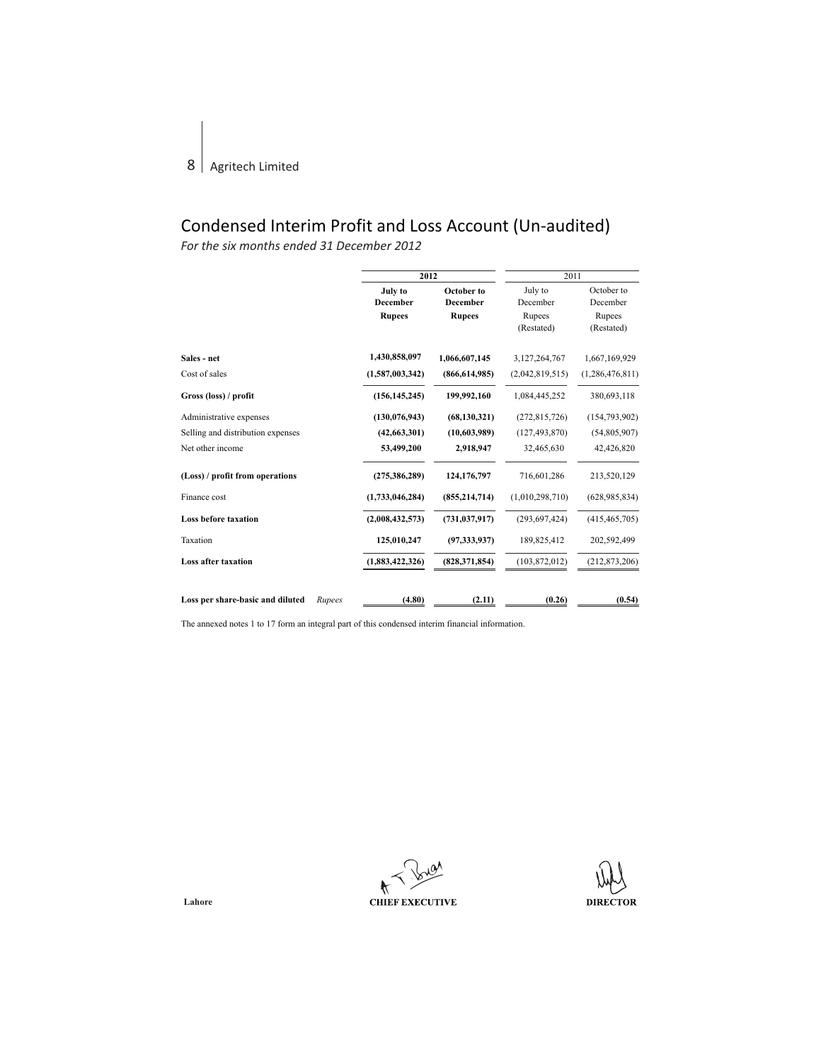# Condensed Interim Profit and Loss Account (Un-audited)

*For the six months ended 31 December 2012*

| | | 2012 | | 2011 | |
|---|---|---|---|---|---|
| | | **July to December** | **October to December** | July to December | October to December |
| | | **Rupees** | **Rupees** | Rupees (Restated) | Rupees (Restated) |
| **Sales - net** | | **1,430,858,097** | **1,066,607,145** | 3,127,264,767 | 1,667,169,929 |
| Cost of sales | | **(1,587,003,342)** | **(866,614,985)** | (2,042,819,515) | (1,286,476,811) |
| **Gross (loss) / profit** | | **(156,145,245)** | **199,992,160** | 1,084,445,252 | 380,693,118 |
| Administrative expenses | | **(130,076,943)** | **(68,130,321)** | (272,815,726) | (154,793,902) |
| Selling and distribution expenses | | **(42,663,301)** | **(10,603,989)** | (127,493,870) | (54,805,907) |
| Net other income | | **53,499,200** | **2,918,947** | 32,465,630 | 42,426,820 |
| **(Loss) / profit from operations** | | **(275,386,289)** | **124,176,797** | 716,601,286 | 213,520,129 |
| Finance cost | | **(1,733,046,284)** | **(855,214,714)** | (1,010,298,710) | (628,985,834) |
| **Loss before taxation** | | **(2,008,432,573)** | **(731,037,917)** | (293,697,424) | (415,465,705) |
| Taxation | | **125,010,247** | **(97,333,937)** | 189,825,412 | 202,592,499 |
| **Loss after taxation** | | **(1,883,422,326)** | **(828,371,854)** | (103,872,012) | (212,873,206) |
| **Loss per share-basic and diluted** | *Rupees* | **(4.80)** | **(2.11)** | **(0.26)** | **(0.54)** |

The annexed notes 1 to 17 form an integral part of this condensed interim financial information.

**Lahore** **CHIEF EXECUTIVE** **DIRECTOR**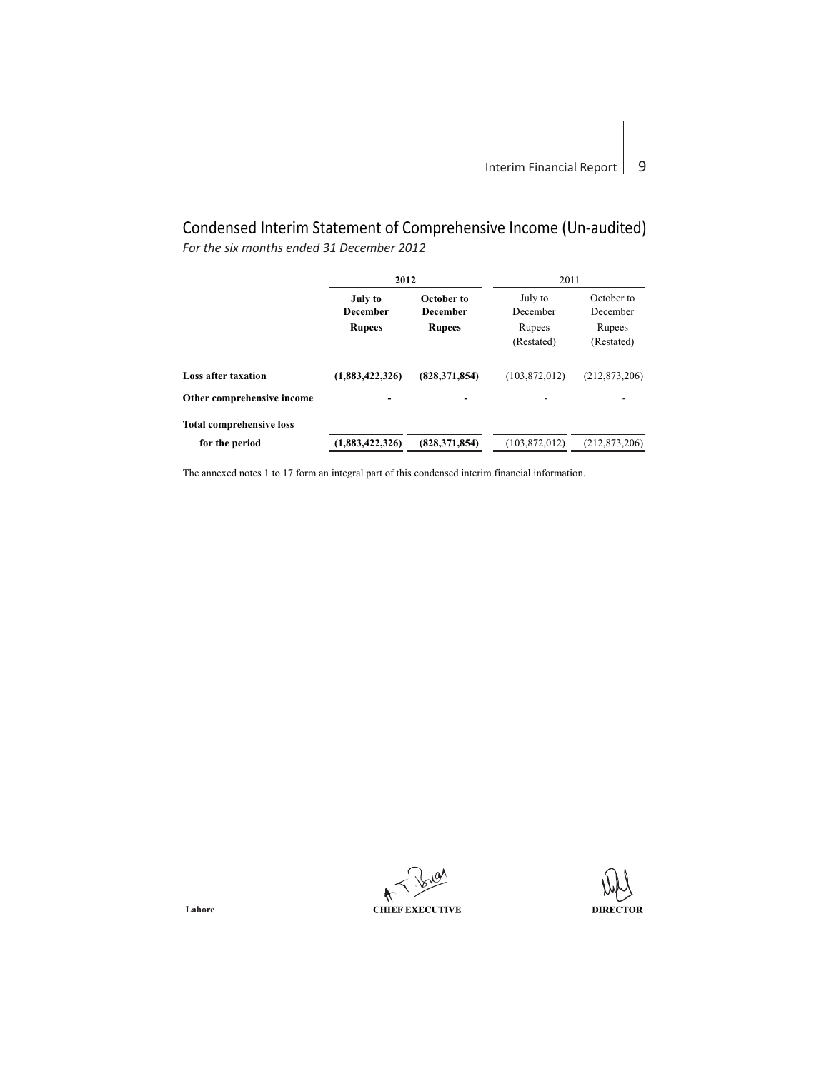# Condensed Interim Statement of Comprehensive Income (Un-audited)

*For the six months ended 31 December 2012*

| | **2012** | | 2011 | |
|---|---|---|---|---|
| | **July to December** | **October to December** | July to December | October to December |
| | **Rupees** | **Rupees** | Rupees (Restated) | Rupees (Restated) |
| **Loss after taxation** | **(1,883,422,326)** | **(828,371,854)** | (103,872,012) | (212,873,206) |
| **Other comprehensive income** | **-** | **-** | - | - |
| **Total comprehensive loss for the period** | **(1,883,422,326)** | **(828,371,854)** | (103,872,012) | (212,873,206) |

The annexed notes 1 to 17 form an integral part of this condensed interim financial information.

**Lahore** **CHIEF EXECUTIVE** **DIRECTOR**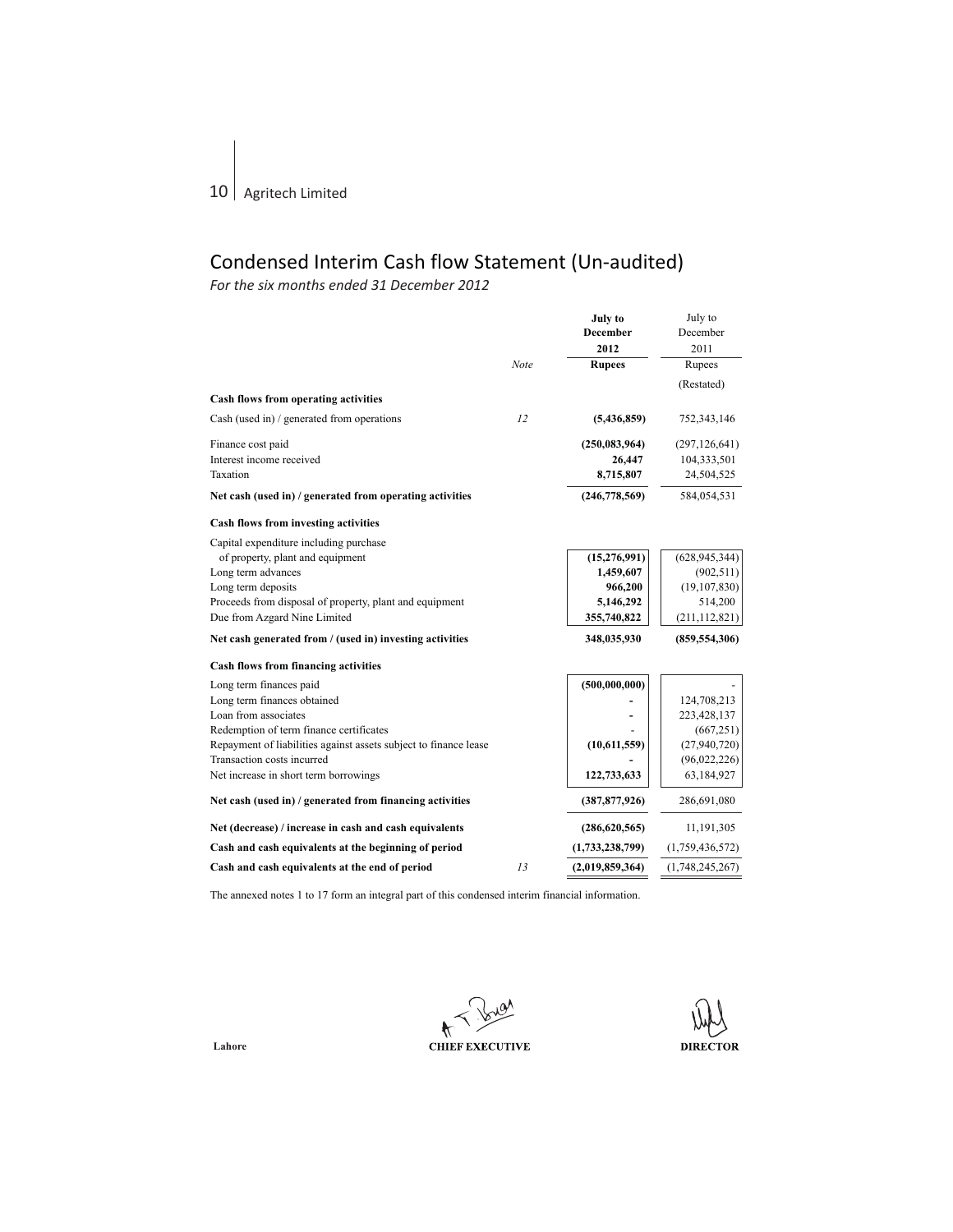# Condensed Interim Cash flow Statement (Un-audited)

*For the six months ended 31 December 2012*

| | Note | July to December 2012 Rupees | July to December 2011 Rupees (Restated) |
|---|---|---|---|
| **Cash flows from operating activities** | | | |
| Cash (used in) / generated from operations | 12 | **(5,436,859)** | 752,343,146 |
| Finance cost paid | | **(250,083,964)** | (297,126,641) |
| Interest income received | | **26,447** | 104,333,501 |
| Taxation | | **8,715,807** | 24,504,525 |
| **Net cash (used in) / generated from operating activities** | | **(246,778,569)** | 584,054,531 |
| **Cash flows from investing activities** | | | |
| Capital expenditure including purchase of property, plant and equipment | | **(15,276,991)** | (628,945,344) |
| Long term advances | | **1,459,607** | (902,511) |
| Long term deposits | | **966,200** | (19,107,830) |
| Proceeds from disposal of property, plant and equipment | | **5,146,292** | 514,200 |
| Due from Azgard Nine Limited | | **355,740,822** | (211,112,821) |
| **Net cash generated from / (used in) investing activities** | | **348,035,930** | **(859,554,306)** |
| **Cash flows from financing activities** | | | |
| Long term finances paid | | **(500,000,000)** | - |
| Long term finances obtained | | **-** | 124,708,213 |
| Loan from associates | | **-** | 223,428,137 |
| Redemption of term finance certificates | | - | (667,251) |
| Repayment of liabilities against assets subject to finance lease | | **(10,611,559)** | (27,940,720) |
| Transaction costs incurred | | **-** | (96,022,226) |
| Net increase in short term borrowings | | **122,733,633** | 63,184,927 |
| **Net cash (used in) / generated from financing activities** | | **(387,877,926)** | 286,691,080 |
| **Net (decrease) / increase in cash and cash equivalents** | | **(286,620,565)** | 11,191,305 |
| **Cash and cash equivalents at the beginning of period** | | **(1,733,238,799)** | (1,759,436,572) |
| **Cash and cash equivalents at the end of period** | 13 | **(2,019,859,364)** | (1,748,245,267) |

The annexed notes 1 to 17 form an integral part of this condensed interim financial information.

**Lahore** **CHIEF EXECUTIVE** **DIRECTOR**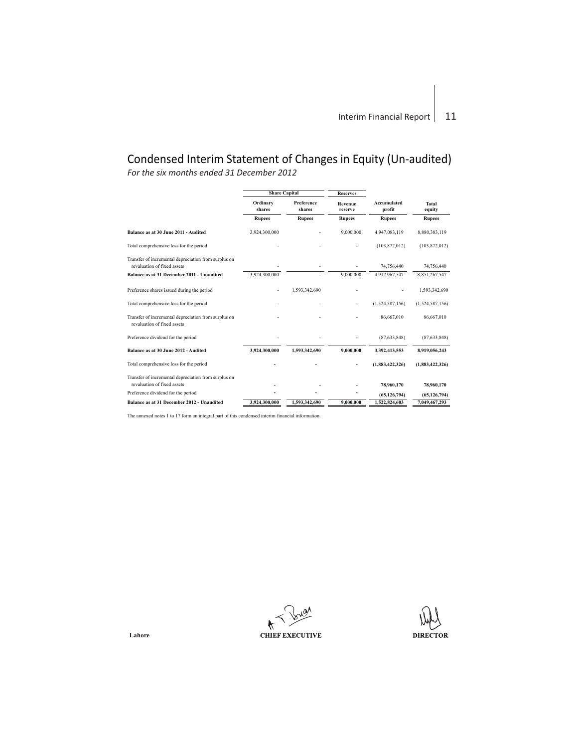# Condensed Interim Statement of Changes in Equity (Un-audited)

*For the six months ended 31 December 2012*

| | Share Capital | | Reserves | | |
|---|---|---|---|---|---|
| | Ordinary shares | Preference shares | Revenue reserve | Accumulated profit | Total equity |
| | Rupees | Rupees | Rupees | Rupees | Rupees |
| **Balance as at 30 June 2011 - Audited** | 3,924,300,000 | - | 9,000,000 | 4,947,083,119 | 8,880,383,119 |
| Total comprehensive loss for the period | - | - | - | (103,872,012) | (103,872,012) |
| Transfer of incremental depreciation from surplus on revaluation of fixed assets | - | - | - | 74,756,440 | 74,756,440 |
| **Balance as at 31 December 2011 - Unaudited** | 3,924,300,000 | - | 9,000,000 | 4,917,967,547 | 8,851,267,547 |
| Preference shares issued during the period | - | 1,593,342,690 | - | - | 1,593,342,690 |
| Total comprehensive loss for the period | - | - | - | (1,524,587,156) | (1,524,587,156) |
| Transfer of incremental depreciation from surplus on revaluation of fixed assets | - | - | - | 86,667,010 | 86,667,010 |
| Preference dividend for the period | - | - | - | (87,633,848) | (87,633,848) |
| **Balance as at 30 June 2012 - Audited** | **3,924,300,000** | **1,593,342,690** | **9,000,000** | **3,392,413,553** | **8,919,056,243** |
| Total comprehensive loss for the period | **-** | **-** | **-** | **(1,883,422,326)** | **(1,883,422,326)** |
| Transfer of incremental depreciation from surplus on revaluation of fixed assets | **-** | **-** | **-** | **78,960,170** | **78,960,170** |
| Preference dividend for the period | **-** | **-** | **-** | **(65,126,794)** | **(65,126,794)** |
| **Balance as at 31 December 2012 - Unaudited** | **3,924,300,000** | **1,593,342,690** | **9,000,000** | **1,522,824,603** | **7,049,467,293** |

The annexed notes 1 to 17 form an integral part of this condensed interim financial information.

**Lahore** **CHIEF EXECUTIVE** **DIRECTOR**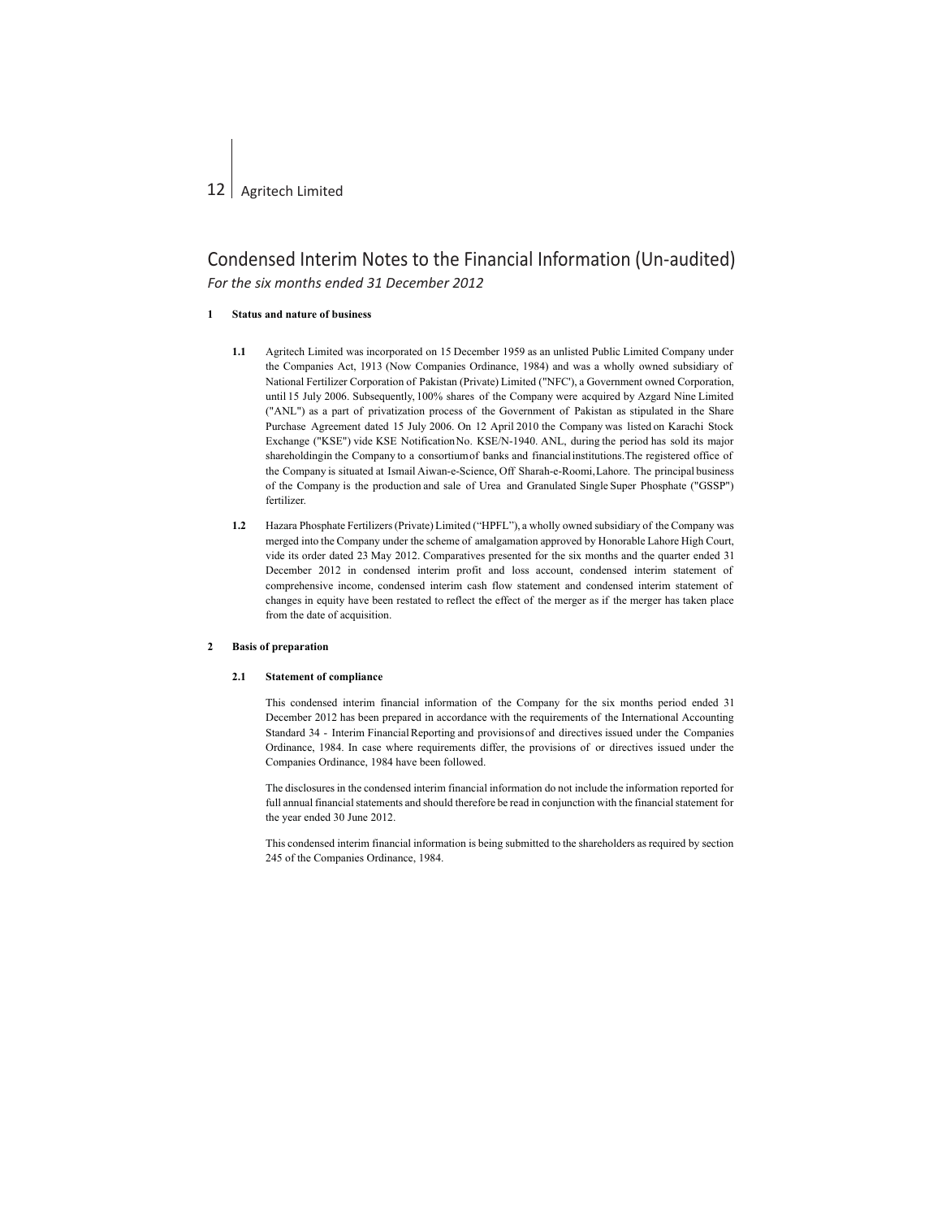# Condensed Interim Notes to the Financial Information (Un-audited)

*For the six months ended 31 December 2012*

**1 Status and nature of business**

**1.1** Agritech Limited was incorporated on 15 December 1959 as an unlisted Public Limited Company under the Companies Act, 1913 (Now Companies Ordinance, 1984) and was a wholly owned subsidiary of National Fertilizer Corporation of Pakistan (Private) Limited ("NFC'), a Government owned Corporation, until 15 July 2006. Subsequently, 100% shares of the Company were acquired by Azgard Nine Limited ("ANL") as a part of privatization process of the Government of Pakistan as stipulated in the Share Purchase Agreement dated 15 July 2006. On 12 April 2010 the Company was listed on Karachi Stock Exchange ("KSE") vide KSE Notification No. KSE/N-1940. ANL, during the period has sold its major shareholdingin the Company to a consortiumof banks and financialinstitutions.The registered office of the Company is situated at Ismail Aiwan-e-Science, Off Sharah-e-Roomi,Lahore. The principal business of the Company is the production and sale of Urea and Granulated Single Super Phosphate ("GSSP") fertilizer.

**1.2** Hazara Phosphate Fertilizers (Private) Limited ("HPFL"), a wholly owned subsidiary of the Company was merged into the Company under the scheme of amalgamation approved by Honorable Lahore High Court, vide its order dated 23 May 2012. Comparatives presented for the six months and the quarter ended 31 December 2012 in condensed interim profit and loss account, condensed interim statement of comprehensive income, condensed interim cash flow statement and condensed interim statement of changes in equity have been restated to reflect the effect of the merger as if the merger has taken place from the date of acquisition.

**2 Basis of preparation**

**2.1 Statement of compliance**

This condensed interim financial information of the Company for the six months period ended 31 December 2012 has been prepared in accordance with the requirements of the International Accounting Standard 34 - Interim Financial Reporting and provisionsof and directives issued under the Companies Ordinance, 1984. In case where requirements differ, the provisions of or directives issued under the Companies Ordinance, 1984 have been followed.

The disclosures in the condensed interim financial information do not include the information reported for full annual financial statements and should therefore be read in conjunction with the financial statement for the year ended 30 June 2012.

This condensed interim financial information is being submitted to the shareholders as required by section 245 of the Companies Ordinance, 1984.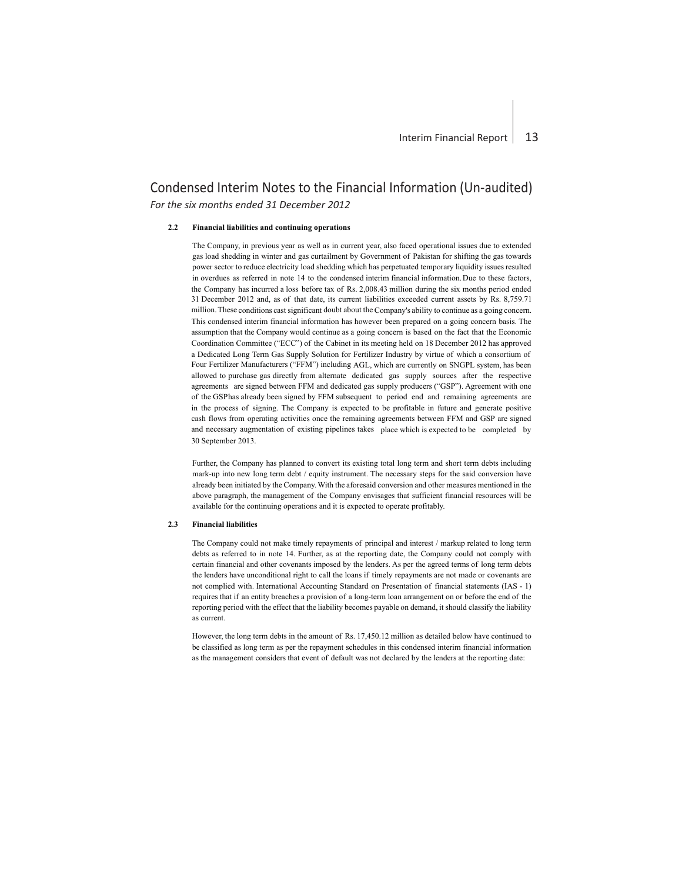# Condensed Interim Notes to the Financial Information (Un-audited)

*For the six months ended 31 December 2012*

**2.2 Financial liabilities and continuing operations**

The Company, in previous year as well as in current year, also faced operational issues due to extended gas load shedding in winter and gas curtailment by Government of Pakistan for shifting the gas towards power sector to reduce electricity load shedding which has perpetuated temporary liquidity issues resulted in overdues as referred in note 14 to the condensed interim financial information. Due to these factors, the Company has incurred a loss before tax of Rs. 2,008.43 million during the six months period ended 31 December 2012 and, as of that date, its current liabilities exceeded current assets by Rs. 8,759.71 million. These conditions cast significant doubt about the Company's ability to continue as a going concern. This condensed interim financial information has however been prepared on a going concern basis. The assumption that the Company would continue as a going concern is based on the fact that the Economic Coordination Committee ("ECC") of the Cabinet in its meeting held on 18 December 2012 has approved a Dedicated Long Term Gas Supply Solution for Fertilizer Industry by virtue of which a consortium of Four Fertilizer Manufacturers ("FFM") including AGL, which are currently on SNGPL system, has been allowed to purchase gas directly from alternate dedicated gas supply sources after the respective agreements are signed between FFM and dedicated gas supply producers ("GSP"). Agreement with one of the GSPhas already been signed by FFM subsequent to period end and remaining agreements are in the process of signing. The Company is expected to be profitable in future and generate positive cash flows from operating activities once the remaining agreements between FFM and GSP are signed and necessary augmentation of existing pipelines takes place which is expected to be completed by 30 September 2013.

Further, the Company has planned to convert its existing total long term and short term debts including mark-up into new long term debt / equity instrument. The necessary steps for the said conversion have already been initiated by the Company. With the aforesaid conversion and other measures mentioned in the above paragraph, the management of the Company envisages that sufficient financial resources will be available for the continuing operations and it is expected to operate profitably.

**2.3 Financial liabilities**

The Company could not make timely repayments of principal and interest / markup related to long term debts as referred to in note 14. Further, as at the reporting date, the Company could not comply with certain financial and other covenants imposed by the lenders. As per the agreed terms of long term debts the lenders have unconditional right to call the loans if timely repayments are not made or covenants are not complied with. International Accounting Standard on Presentation of financial statements (IAS - 1) requires that if an entity breaches a provision of a long-term loan arrangement on or before the end of the reporting period with the effect that the liability becomes payable on demand, it should classify the liability as current.

However, the long term debts in the amount of Rs. 17,450.12 million as detailed below have continued to be classified as long term as per the repayment schedules in this condensed interim financial information as the management considers that event of default was not declared by the lenders at the reporting date: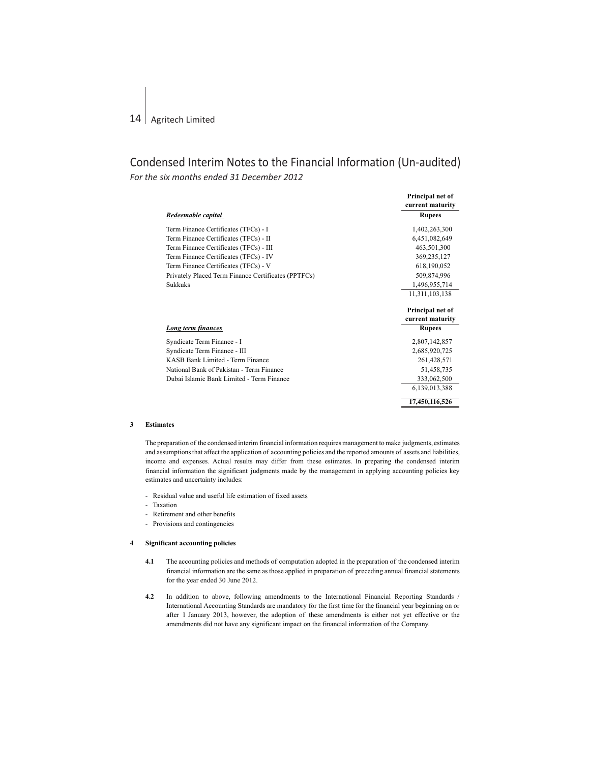# Condensed Interim Notes to the Financial Information (Un-audited)

*For the six months ended 31 December 2012*

| ***Redeemable capital*** | **Principal net of current maturity** |
|---|---|
| | **Rupees** |
| Term Finance Certificates (TFCs) - I | 1,402,263,300 |
| Term Finance Certificates (TFCs) - II | 6,451,082,649 |
| Term Finance Certificates (TFCs) - III | 463,501,300 |
| Term Finance Certificates (TFCs) - IV | 369,235,127 |
| Term Finance Certificates (TFCs) - V | 618,190,052 |
| Privately Placed Term Finance Certificates (PPTFCs) | 509,874,996 |
| Sukkuks | 1,496,955,714 |
| | 11,311,103,138 |

| ***Long term finances*** | **Principal net of current maturity** |
|---|---|
| | **Rupees** |
| Syndicate Term Finance - I | 2,807,142,857 |
| Syndicate Term Finance - III | 2,685,920,725 |
| KASB Bank Limited - Term Finance | 261,428,571 |
| National Bank of Pakistan - Term Finance | 51,458,735 |
| Dubai Islamic Bank Limited - Term Finance | 333,062,500 |
| | 6,139,013,388 |
| | **17,450,116,526** |

**3 Estimates**

The preparation of the condensed interim financial information requires management to make judgments, estimates and assumptions that affect the application of accounting policies and the reported amounts of assets and liabilities, income and expenses. Actual results may differ from these estimates. In preparing the condensed interim financial information the significant judgments made by the management in applying accounting policies key estimates and uncertainty includes:

- Residual value and useful life estimation of fixed assets
- Taxation
- Retirement and other benefits
- Provisions and contingencies

**4 Significant accounting policies**

**4.1** The accounting policies and methods of computation adopted in the preparation of the condensed interim financial information are the same as those applied in preparation of preceding annual financial statements for the year ended 30 June 2012.

**4.2** In addition to above, following amendments to the International Financial Reporting Standards / International Accounting Standards are mandatory for the first time for the financial year beginning on or after 1 January 2013, however, the adoption of these amendments is either not yet effective or the amendments did not have any significant impact on the financial information of the Company.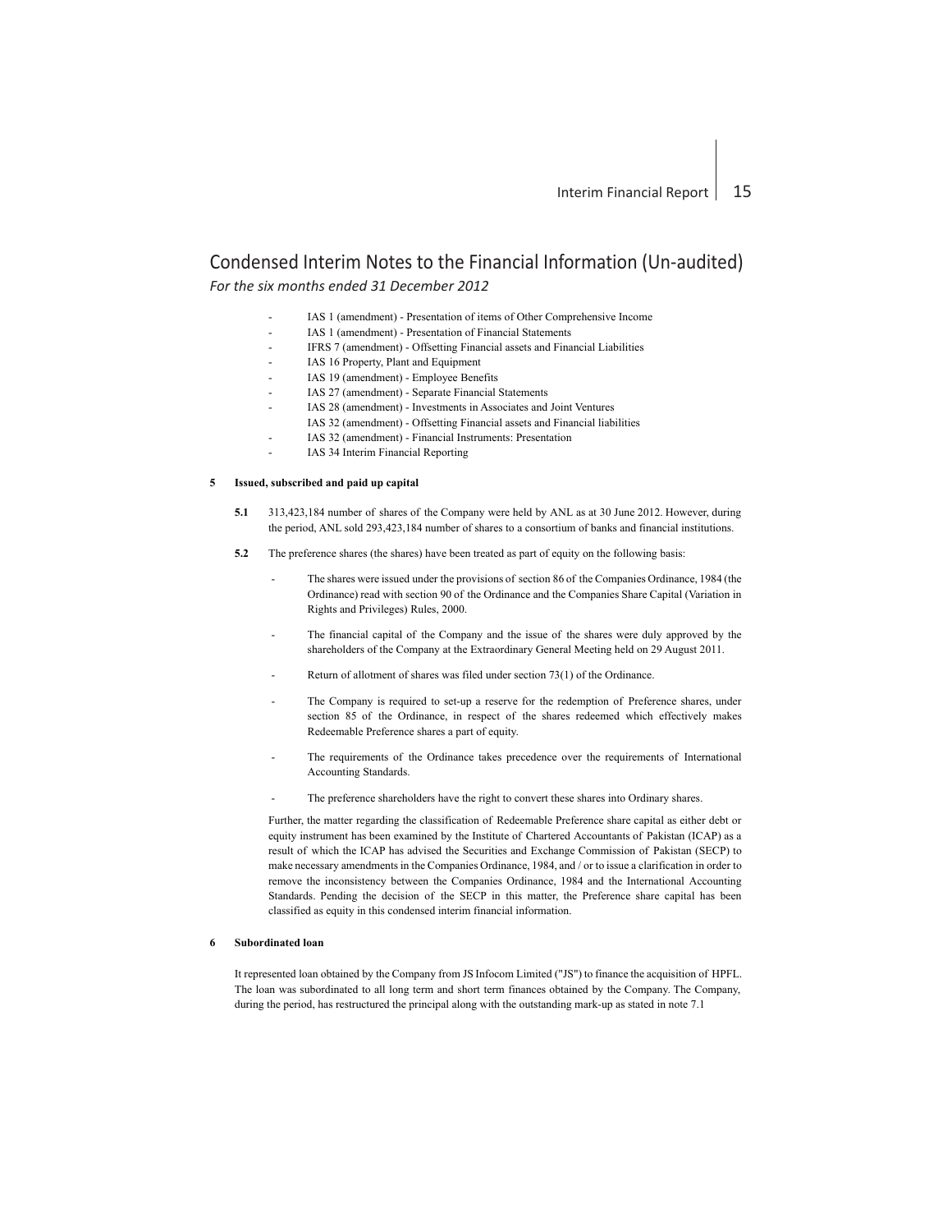# Condensed Interim Notes to the Financial Information (Un-audited)

*For the six months ended 31 December 2012*

- IAS 1 (amendment) - Presentation of items of Other Comprehensive Income
- IAS 1 (amendment) - Presentation of Financial Statements
- IFRS 7 (amendment) - Offsetting Financial assets and Financial Liabilities
- IAS 16 Property, Plant and Equipment
- IAS 19 (amendment) - Employee Benefits
- IAS 27 (amendment) - Separate Financial Statements
- IAS 28 (amendment) - Investments in Associates and Joint Ventures
  IAS 32 (amendment) - Offsetting Financial assets and Financial liabilities
- IAS 32 (amendment) - Financial Instruments: Presentation
- IAS 34 Interim Financial Reporting

**5 Issued, subscribed and paid up capital**

**5.1** 313,423,184 number of shares of the Company were held by ANL as at 30 June 2012. However, during the period, ANL sold 293,423,184 number of shares to a consortium of banks and financial institutions.

**5.2** The preference shares (the shares) have been treated as part of equity on the following basis:

- The shares were issued under the provisions of section 86 of the Companies Ordinance, 1984 (the Ordinance) read with section 90 of the Ordinance and the Companies Share Capital (Variation in Rights and Privileges) Rules, 2000.
- The financial capital of the Company and the issue of the shares were duly approved by the shareholders of the Company at the Extraordinary General Meeting held on 29 August 2011.
- Return of allotment of shares was filed under section 73(1) of the Ordinance.
- The Company is required to set-up a reserve for the redemption of Preference shares, under section 85 of the Ordinance, in respect of the shares redeemed which effectively makes Redeemable Preference shares a part of equity.
- The requirements of the Ordinance takes precedence over the requirements of International Accounting Standards.
- The preference shareholders have the right to convert these shares into Ordinary shares.

Further, the matter regarding the classification of Redeemable Preference share capital as either debt or equity instrument has been examined by the Institute of Chartered Accountants of Pakistan (ICAP) as a result of which the ICAP has advised the Securities and Exchange Commission of Pakistan (SECP) to make necessary amendments in the Companies Ordinance, 1984, and / or to issue a clarification in order to remove the inconsistency between the Companies Ordinance, 1984 and the International Accounting Standards. Pending the decision of the SECP in this matter, the Preference share capital has been classified as equity in this condensed interim financial information.

**6 Subordinated loan**

It represented loan obtained by the Company from JS Infocom Limited ("JS") to finance the acquisition of HPFL. The loan was subordinated to all long term and short term finances obtained by the Company. The Company, during the period, has restructured the principal along with the outstanding mark-up as stated in note 7.1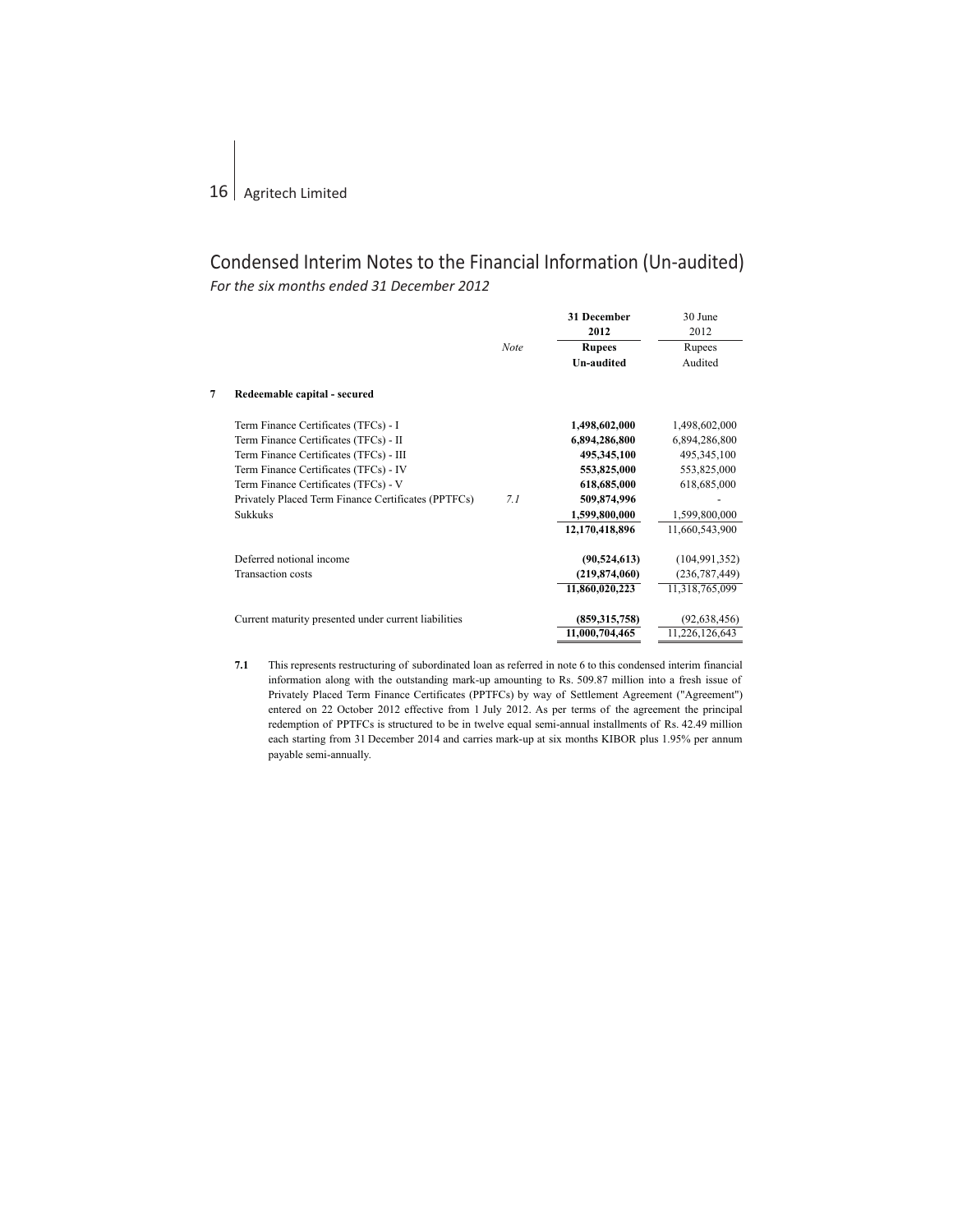# Condensed Interim Notes to the Financial Information (Un-audited)

*For the six months ended 31 December 2012*

| | Note | 31 December 2012 Rupees Un-audited | 30 June 2012 Rupees Audited |
|---|---|---|---|
| **7 Redeemable capital - secured** | | | |
| Term Finance Certificates (TFCs) - I | | **1,498,602,000** | 1,498,602,000 |
| Term Finance Certificates (TFCs) - II | | **6,894,286,800** | 6,894,286,800 |
| Term Finance Certificates (TFCs) - III | | **495,345,100** | 495,345,100 |
| Term Finance Certificates (TFCs) - IV | | **553,825,000** | 553,825,000 |
| Term Finance Certificates (TFCs) - V | | **618,685,000** | 618,685,000 |
| Privately Placed Term Finance Certificates (PPTFCs) | *7.1* | **509,874,996** | - |
| Sukkuks | | **1,599,800,000** | 1,599,800,000 |
| | | **12,170,418,896** | 11,660,543,900 |
| Deferred notional income | | **(90,524,613)** | (104,991,352) |
| Transaction costs | | **(219,874,060)** | (236,787,449) |
| | | **11,860,020,223** | 11,318,765,099 |
| Current maturity presented under current liabilities | | **(859,315,758)** | (92,638,456) |
| | | **11,000,704,465** | 11,226,126,643 |

**7.1** This represents restructuring of subordinated loan as referred in note 6 to this condensed interim financial information along with the outstanding mark-up amounting to Rs. 509.87 million into a fresh issue of Privately Placed Term Finance Certificates (PPTFCs) by way of Settlement Agreement ("Agreement") entered on 22 October 2012 effective from 1 July 2012. As per terms of the agreement the principal redemption of PPTFCs is structured to be in twelve equal semi-annual installments of Rs. 42.49 million each starting from 31 December 2014 and carries mark-up at six months KIBOR plus 1.95% per annum payable semi-annually.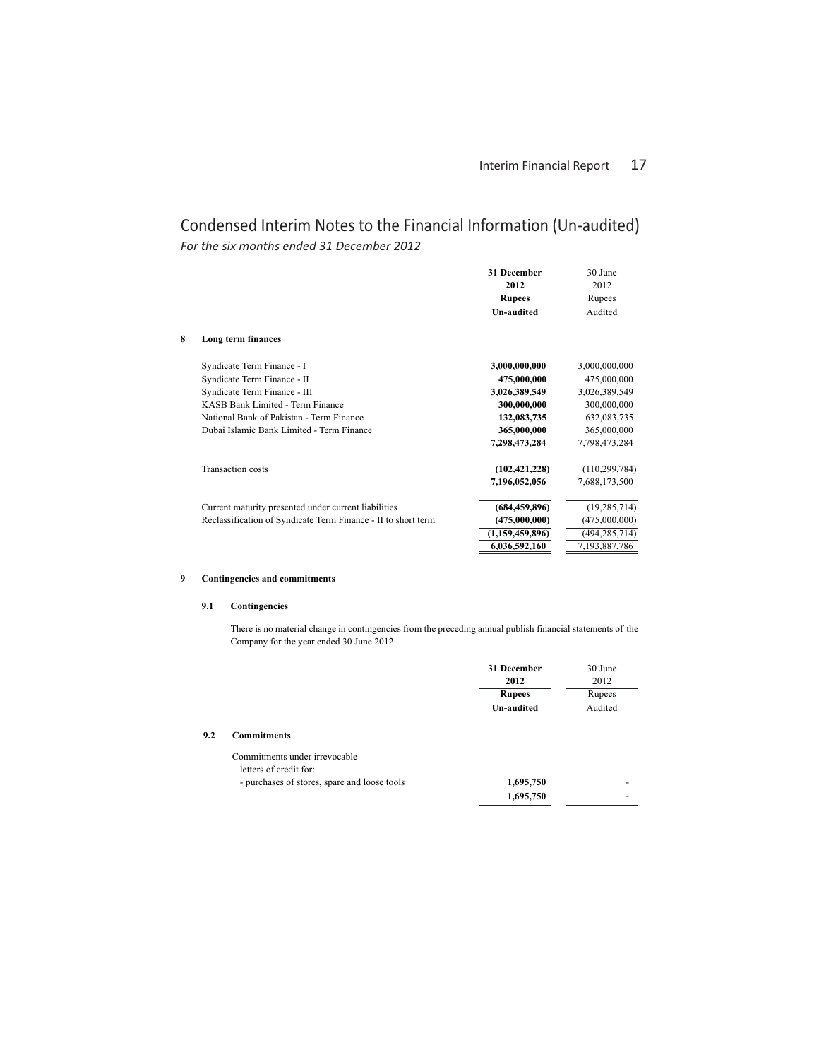# Condensed Interim Notes to the Financial Information (Un-audited)

*For the six months ended 31 December 2012*

| | 31 December 2012 Rupees Un-audited | 30 June 2012 Rupees Audited |
|---|---|---|
| **8 Long term finances** | | |
| Syndicate Term Finance - I | **3,000,000,000** | 3,000,000,000 |
| Syndicate Term Finance - II | **475,000,000** | 475,000,000 |
| Syndicate Term Finance - III | **3,026,389,549** | 3,026,389,549 |
| KASB Bank Limited - Term Finance | **300,000,000** | 300,000,000 |
| National Bank of Pakistan - Term Finance | **132,083,735** | 632,083,735 |
| Dubai Islamic Bank Limited - Term Finance | **365,000,000** | 365,000,000 |
| | **7,298,473,284** | 7,798,473,284 |
| Transaction costs | **(102,421,228)** | (110,299,784) |
| | **7,196,052,056** | 7,688,173,500 |
| Current maturity presented under current liabilities | **(684,459,896)** | (19,285,714) |
| Reclassification of Syndicate Term Finance - II to short term | **(475,000,000)** | (475,000,000) |
| | **(1,159,459,896)** | (494,285,714) |
| | **6,036,592,160** | 7,193,887,786 |

**9 Contingencies and commitments**

**9.1 Contingencies**

There is no material change in contingencies from the preceding annual publish financial statements of the Company for the year ended 30 June 2012.

| | 31 December 2012 Rupees Un-audited | 30 June 2012 Rupees Audited |
|---|---|---|
| **9.2 Commitments** | | |
| Commitments under irrevocable letters of credit for: | | |
| - purchases of stores, spare and loose tools | **1,695,750** | - |
| | **1,695,750** | - |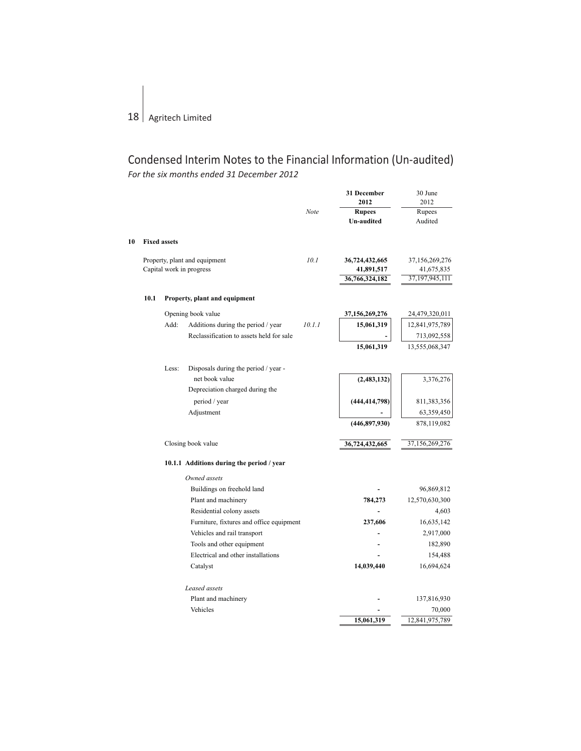# Condensed Interim Notes to the Financial Information (Un-audited)

*For the six months ended 31 December 2012*

| | | Note | 31 December 2012 Rupees Un-audited | 30 June 2012 Rupees Audited |
|---|---|---|---|---|
| **10** | **Fixed assets** | | | |
| | Property, plant and equipment | *10.1* | **36,724,432,665** | 37,156,269,276 |
| | Capital work in progress | | **41,891,517** | 41,675,835 |
| | | | **36,766,324,182** | 37,197,945,111 |
| **10.1** | **Property, plant and equipment** | | | |
| | Opening book value | | **37,156,269,276** | 24,479,320,011 |
| | Add: Additions during the period / year | *10.1.1* | **15,061,319** | 12,841,975,789 |
| | Reclassification to assets held for sale | | **-** | 713,092,558 |
| | | | **15,061,319** | 13,555,068,347 |
| | Less: Disposals during the period / year - net book value | | **(2,483,132)** | 3,376,276 |
| | Depreciation charged during the period / year | | **(444,414,798)** | 811,383,356 |
| | Adjustment | | **-** | 63,359,450 |
| | | | **(446,897,930)** | 878,119,082 |
| | Closing book value | | **36,724,432,665** | 37,156,269,276 |
| | **10.1.1 Additions during the period / year** | | | |
| | *Owned assets* | | | |
| | Buildings on freehold land | | **-** | 96,869,812 |
| | Plant and machinery | | **784,273** | 12,570,630,300 |
| | Residential colony assets | | **-** | 4,603 |
| | Furniture, fixtures and office equipment | | **237,606** | 16,635,142 |
| | Vehicles and rail transport | | **-** | 2,917,000 |
| | Tools and other equipment | | **-** | 182,890 |
| | Electrical and other installations | | **-** | 154,488 |
| | Catalyst | | **14,039,440** | 16,694,624 |
| | *Leased assets* | | | |
| | Plant and machinery | | **-** | 137,816,930 |
| | Vehicles | | **-** | 70,000 |
| | | | **15,061,319** | 12,841,975,789 |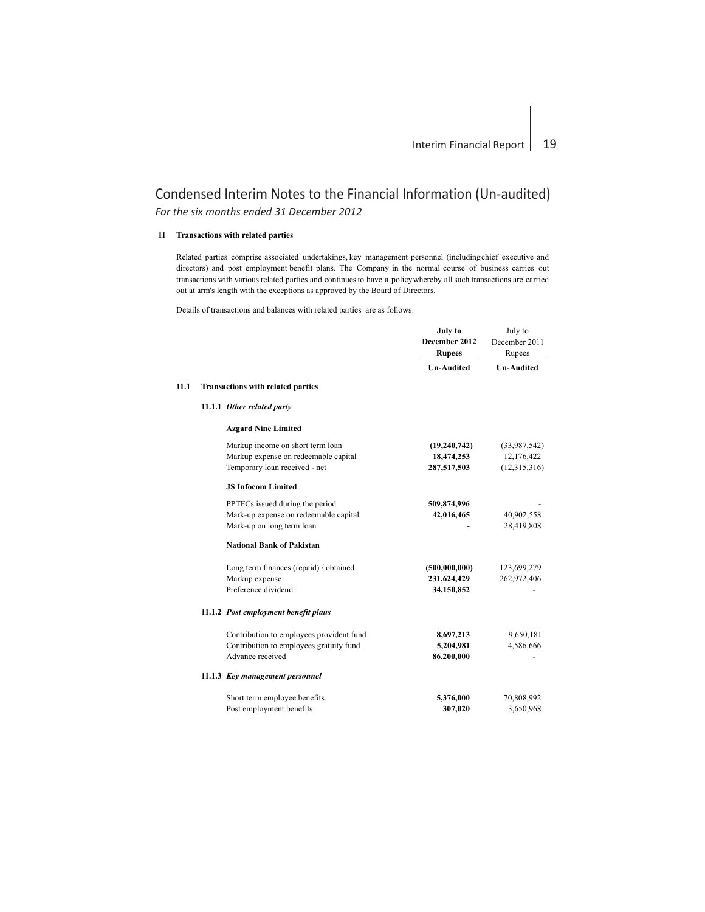# Condensed Interim Notes to the Financial Information (Un-audited)

*For the six months ended 31 December 2012*

**11 Transactions with related parties**

Related parties comprise associated undertakings, key management personnel (including chief executive and directors) and post employment benefit plans. The Company in the normal course of business carries out transactions with various related parties and continues to have a policy whereby all such transactions are carried out at arm's length with the exceptions as approved by the Board of Directors.

Details of transactions and balances with related parties are as follows:

| | **July to December 2012 Rupees** | July to December 2011 Rupees |
|---|---|---|
| | **Un-Audited** | **Un-Audited** |
| **11.1 Transactions with related parties** | | |
| **11.1.1 *Other related party*** | | |
| **Azgard Nine Limited** | | |
| Markup income on short term loan | **(19,240,742)** | (33,987,542) |
| Markup expense on redeemable capital | **18,474,253** | 12,176,422 |
| Temporary loan received - net | **287,517,503** | (12,315,316) |
| **JS Infocom Limited** | | |
| PPTFCs issued during the period | **509,874,996** | - |
| Mark-up expense on redeemable capital | **42,016,465** | 40,902,558 |
| Mark-up on long term loan | **-** | 28,419,808 |
| **National Bank of Pakistan** | | |
| Long term finances (repaid) / obtained | **(500,000,000)** | 123,699,279 |
| Markup expense | **231,624,429** | 262,972,406 |
| Preference dividend | **34,150,852** | - |
| **11.1.2 *Post employment benefit plans*** | | |
| Contribution to employees provident fund | **8,697,213** | 9,650,181 |
| Contribution to employees gratuity fund | **5,204,981** | 4,586,666 |
| Advance received | **86,200,000** | - |
| **11.1.3 *Key management personnel*** | | |
| Short term employee benefits | **5,376,000** | 70,808,992 |
| Post employment benefits | **307,020** | 3,650,968 |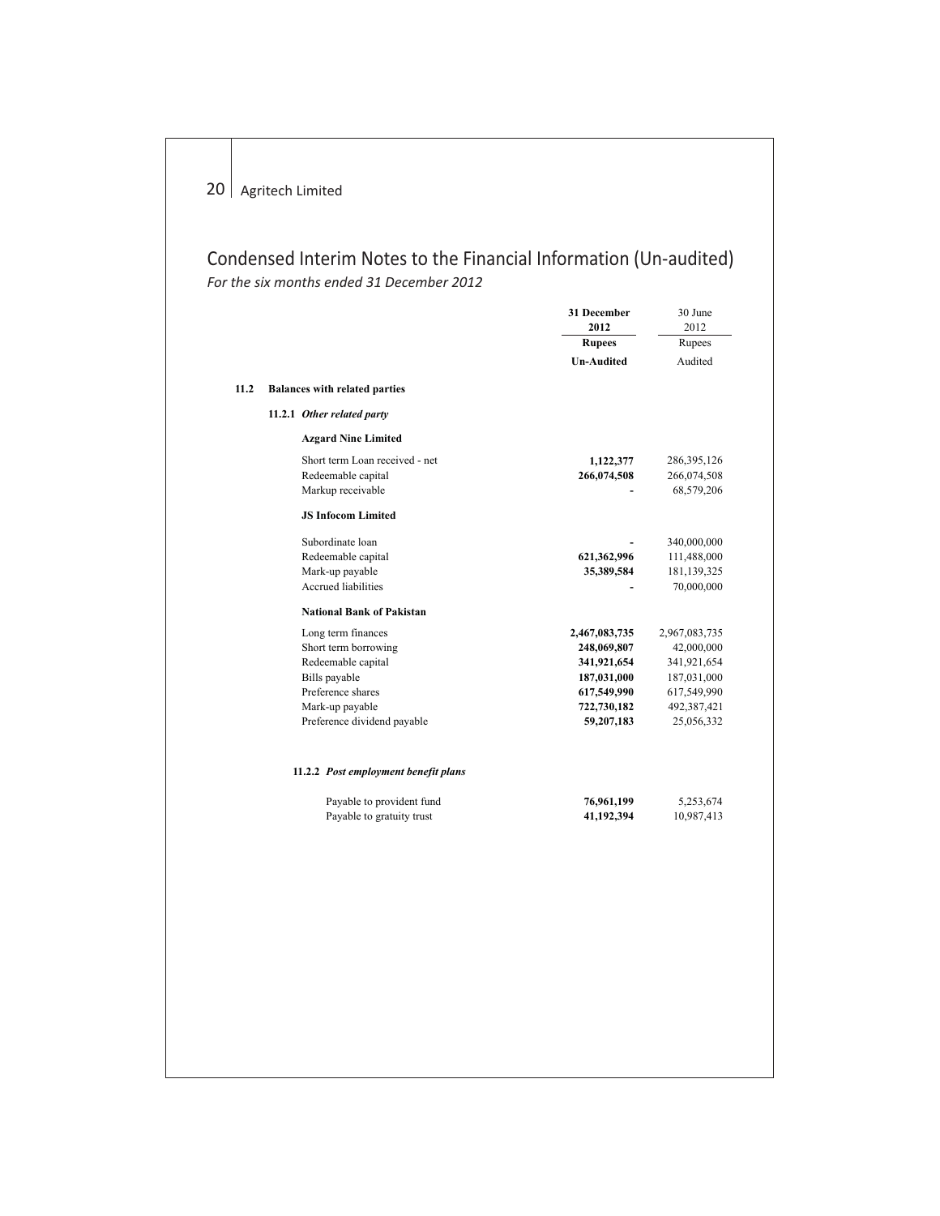# Condensed Interim Notes to the Financial Information (Un-audited)

*For the six months ended 31 December 2012*

| | 31 December 2012 | 30 June 2012 |
|---|---|---|
| | Rupees | Rupees |
| | Un-Audited | Audited |
| **11.2 Balances with related parties** | | |
| **11.2.1 *Other related party*** | | |
| **Azgard Nine Limited** | | |
| Short term Loan received - net | **1,122,377** | 286,395,126 |
| Redeemable capital | **266,074,508** | 266,074,508 |
| Markup receivable | **-** | 68,579,206 |
| **JS Infocom Limited** | | |
| Subordinate loan | **-** | 340,000,000 |
| Redeemable capital | **621,362,996** | 111,488,000 |
| Mark-up payable | **35,389,584** | 181,139,325 |
| Accrued liabilities | **-** | 70,000,000 |
| **National Bank of Pakistan** | | |
| Long term finances | **2,467,083,735** | 2,967,083,735 |
| Short term borrowing | **248,069,807** | 42,000,000 |
| Redeemable capital | **341,921,654** | 341,921,654 |
| Bills payable | **187,031,000** | 187,031,000 |
| Preference shares | **617,549,990** | 617,549,990 |
| Mark-up payable | **722,730,182** | 492,387,421 |
| Preference dividend payable | **59,207,183** | 25,056,332 |
| **11.2.2 *Post employment benefit plans*** | | |
| Payable to provident fund | **76,961,199** | 5,253,674 |
| Payable to gratuity trust | **41,192,394** | 10,987,413 |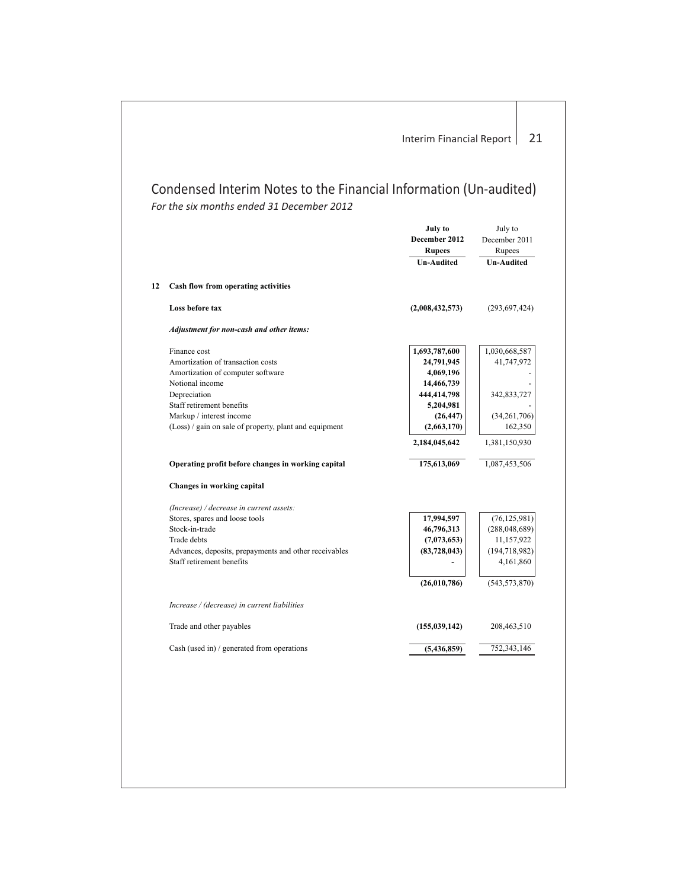# Condensed Interim Notes to the Financial Information (Un-audited)

*For the six months ended 31 December 2012*

| | | July to December 2012 Rupees | July to December 2011 Rupees |
|---|---|---|---|
| | | **Un-Audited** | **Un-Audited** |
| **12** | **Cash flow from operating activities** | | |
| | **Loss before tax** | **(2,008,432,573)** | (293,697,424) |
| | ***Adjustment for non-cash and other items:*** | | |
| | Finance cost | **1,693,787,600** | 1,030,668,587 |
| | Amortization of transaction costs | **24,791,945** | 41,747,972 |
| | Amortization of computer software | **4,069,196** | - |
| | Notional income | **14,466,739** | - |
| | Depreciation | **444,414,798** | 342,833,727 |
| | Staff retirement benefits | **5,204,981** | - |
| | Markup / interest income | **(26,447)** | (34,261,706) |
| | (Loss) / gain on sale of property, plant and equipment | **(2,663,170)** | 162,350 |
| | | **2,184,045,642** | 1,381,150,930 |
| | **Operating profit before changes in working capital** | **175,613,069** | 1,087,453,506 |
| | **Changes in working capital** | | |
| | *(Increase) / decrease in current assets:* | | |
| | Stores, spares and loose tools | **17,994,597** | (76,125,981) |
| | Stock-in-trade | **46,796,313** | (288,048,689) |
| | Trade debts | **(7,073,653)** | 11,157,922 |
| | Advances, deposits, prepayments and other receivables | **(83,728,043)** | (194,718,982) |
| | Staff retirement benefits | **-** | 4,161,860 |
| | | **(26,010,786)** | (543,573,870) |
| | *Increase / (decrease) in current liabilities* | | |
| | Trade and other payables | **(155,039,142)** | 208,463,510 |
| | Cash (used in) / generated from operations | **(5,436,859)** | 752,343,146 |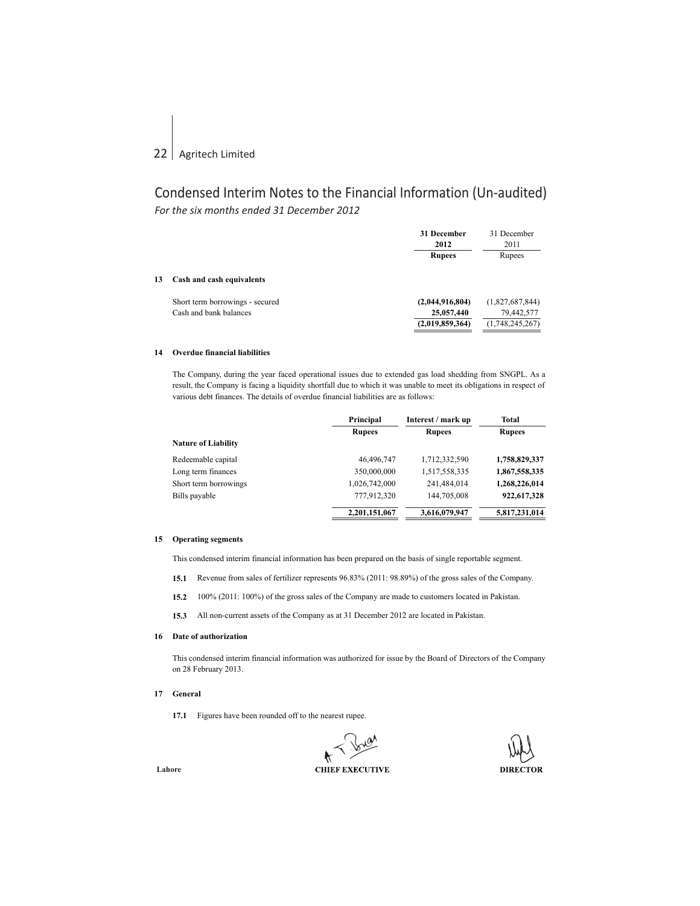# Condensed Interim Notes to the Financial Information (Un-audited)

*For the six months ended 31 December 2012*

| | 31 December 2012 | 31 December 2011 |
|---|---|---|
| | **Rupees** | Rupees |
| **13 Cash and cash equivalents** | | |
| Short term borrowings - secured | **(2,044,916,804)** | (1,827,687,844) |
| Cash and bank balances | **25,057,440** | 79,442,577 |
| | **(2,019,859,364)** | (1,748,245,267) |

**14 Overdue financial liabilities**

The Company, during the year faced operational issues due to extended gas load shedding from SNGPL. As a result, the Company is facing a liquidity shortfall due to which it was unable to meet its obligations in respect of various debt finances. The details of overdue financial liabilities are as follows:

| | Principal | Interest / mark up | Total |
|---|---|---|---|
| | **Rupees** | **Rupees** | **Rupees** |
| **Nature of Liability** | | | |
| Redeemable capital | 46,496,747 | 1,712,332,590 | **1,758,829,337** |
| Long term finances | 350,000,000 | 1,517,558,335 | **1,867,558,335** |
| Short term borrowings | 1,026,742,000 | 241,484,014 | **1,268,226,014** |
| Bills payable | 777,912,320 | 144,705,008 | **922,617,328** |
| | **2,201,151,067** | **3,616,079,947** | **5,817,231,014** |

**15 Operating segments**

This condensed interim financial information has been prepared on the basis of single reportable segment.

**15.1** Revenue from sales of fertilizer represents 96.83% (2011: 98.89%) of the gross sales of the Company.

**15.2** 100% (2011: 100%) of the gross sales of the Company are made to customers located in Pakistan.

**15.3** All non-current assets of the Company as at 31 December 2012 are located in Pakistan.

**16 Date of authorization**

This condensed interim financial information was authorized for issue by the Board of Directors of the Company on 28 February 2013.

**17 General**

**17.1** Figures have been rounded off to the nearest rupee.

**Lahore** **CHIEF EXECUTIVE** **DIRECTOR**